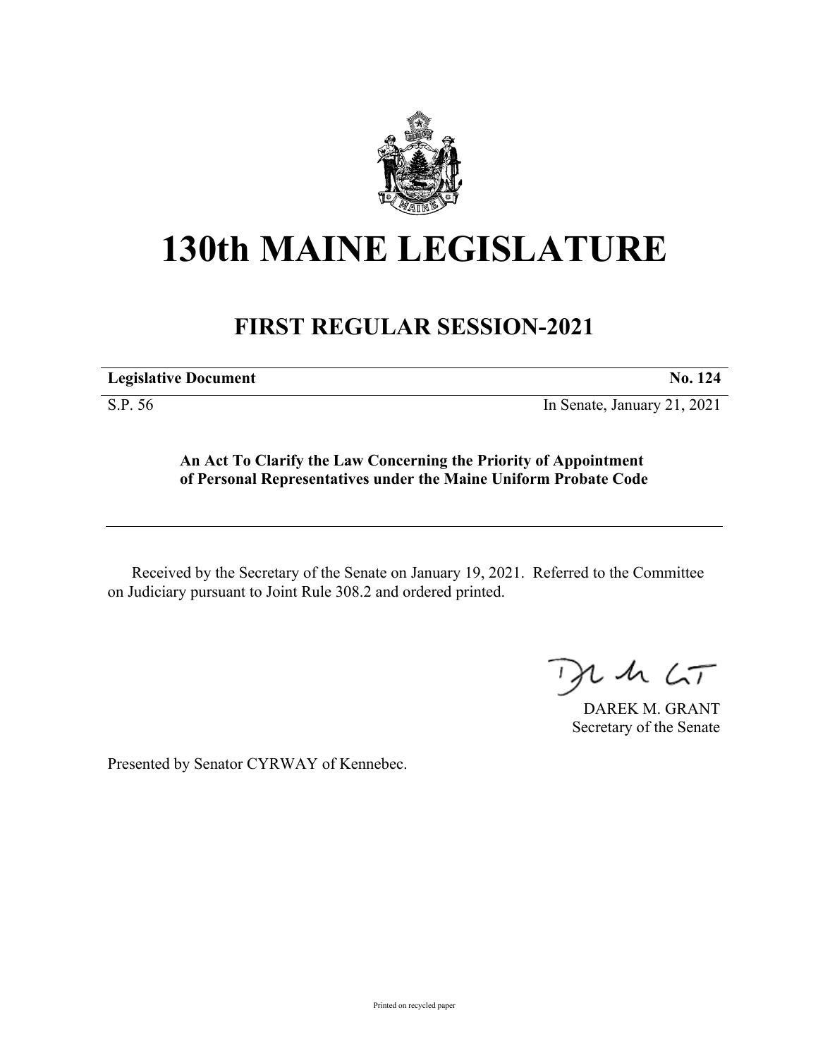# 130th MAINE LEGISLATURE

## FIRST REGULAR SESSION-2021

| **Legislative Document** | **No. 124** |
|---|---|
| S.P. 56 | In Senate, January 21, 2021 |

**An Act To Clarify the Law Concerning the Priority of Appointment of Personal Representatives under the Maine Uniform Probate Code**

Received by the Secretary of the Senate on January 19, 2021. Referred to the Committee on Judiciary pursuant to Joint Rule 308.2 and ordered printed.

DAREK M. GRANT
Secretary of the Senate

Presented by Senator CYRWAY of Kennebec.

Printed on recycled paper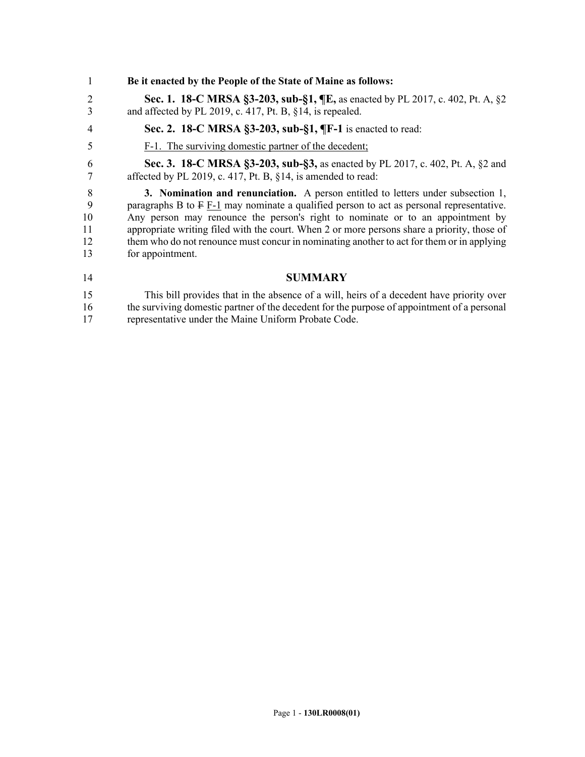**Be it enacted by the People of the State of Maine as follows:**

**Sec. 1. 18-C MRSA §3-203, sub-§1, ¶E,** as enacted by PL 2017, c. 402, Pt. A, §2 and affected by PL 2019, c. 417, Pt. B, §14, is repealed.

**Sec. 2. 18-C MRSA §3-203, sub-§1, ¶F-1** is enacted to read:

F-1. The surviving domestic partner of the decedent;

**Sec. 3. 18-C MRSA §3-203, sub-§3,** as enacted by PL 2017, c. 402, Pt. A, §2 and affected by PL 2019, c. 417, Pt. B, §14, is amended to read:

**3. Nomination and renunciation.** A person entitled to letters under subsection 1, paragraphs B to ~~F~~ F-1 may nominate a qualified person to act as personal representative. Any person may renounce the person's right to nominate or to an appointment by appropriate writing filed with the court. When 2 or more persons share a priority, those of them who do not renounce must concur in nominating another to act for them or in applying for appointment.

## SUMMARY

This bill provides that in the absence of a will, heirs of a decedent have priority over the surviving domestic partner of the decedent for the purpose of appointment of a personal representative under the Maine Uniform Probate Code.